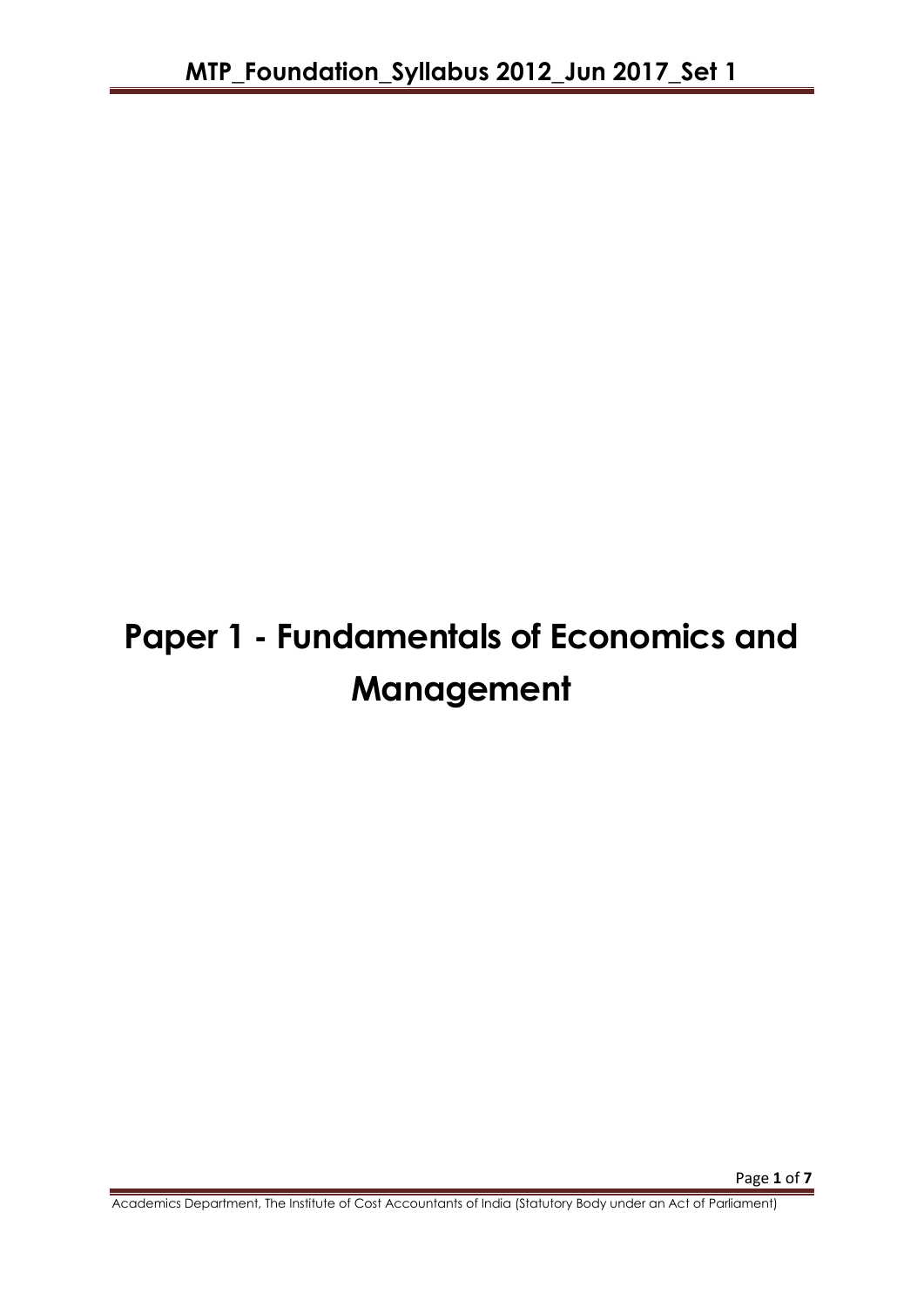# Paper 1 - Fundamentals of Economics and Management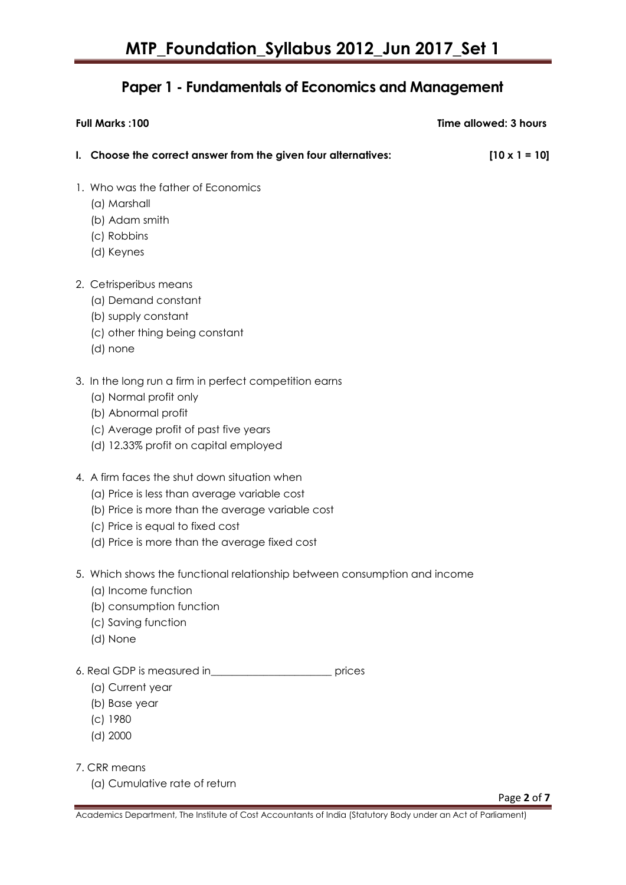## Paper 1 - Fundamentals of Economics and Management

**Full Marks :100** **Time allowed: 3 hours**

**I. Choose the correct answer from the given four alternatives: [10 x 1 = 10]**

1. Who was the father of Economics
   (a) Marshall
   (b) Adam smith
   (c) Robbins
   (d) Keynes

2. Cetrisperibus means
   (a) Demand constant
   (b) supply constant
   (c) other thing being constant
   (d) none

3. In the long run a firm in perfect competition earns
   (a) Normal profit only
   (b) Abnormal profit
   (c) Average profit of past five years
   (d) 12.33% profit on capital employed

4. A firm faces the shut down situation when
   (a) Price is less than average variable cost
   (b) Price is more than the average variable cost
   (c) Price is equal to fixed cost
   (d) Price is more than the average fixed cost

5. Which shows the functional relationship between consumption and income
   (a) Income function
   (b) consumption function
   (c) Saving function
   (d) None

6. Real GDP is measured in______________________ prices
   (a) Current year
   (b) Base year
   (c) 1980
   (d) 2000

7. CRR means
   (a) Cumulative rate of return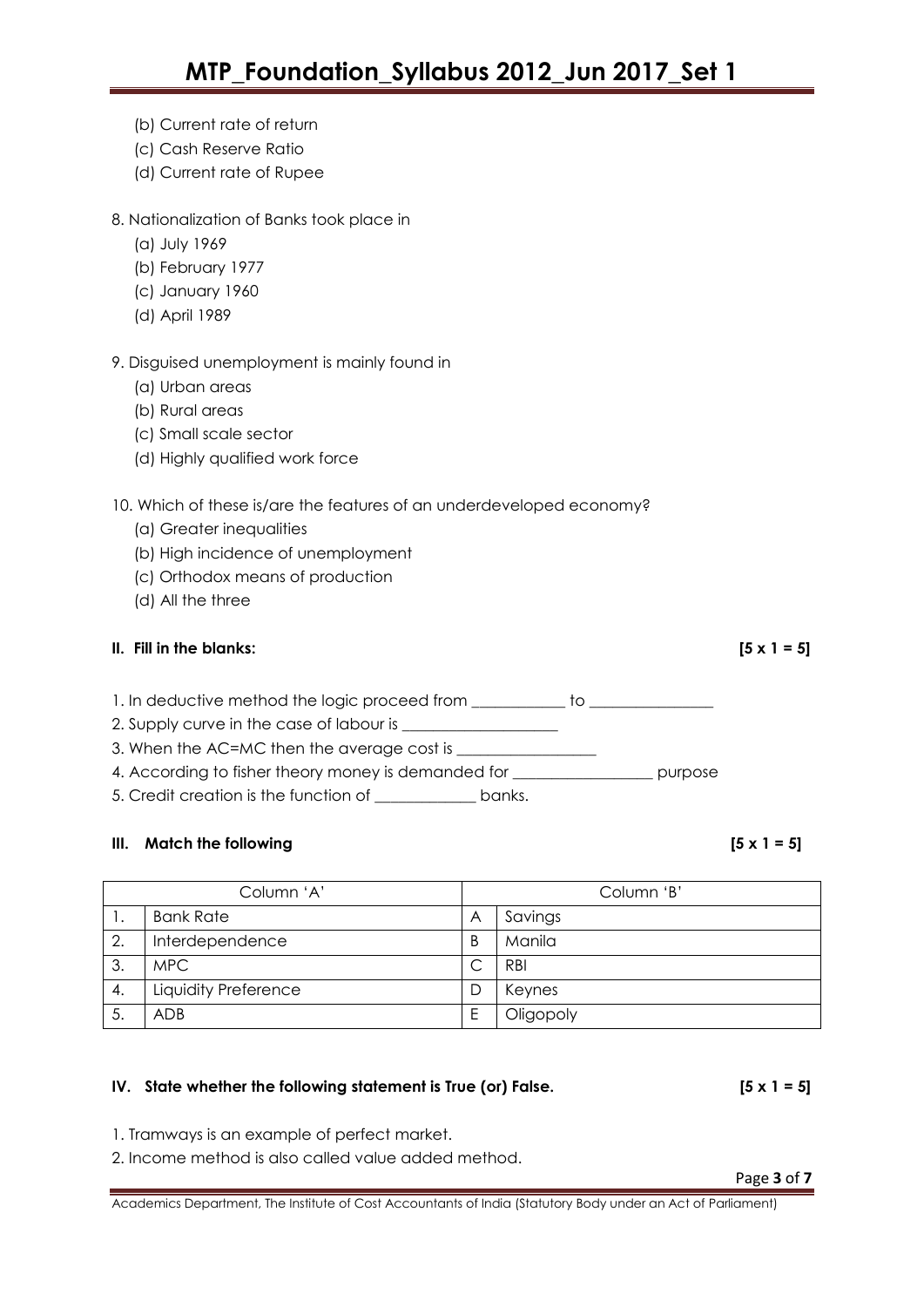(b) Current rate of return

(c) Cash Reserve Ratio

(d) Current rate of Rupee

8. Nationalization of Banks took place in

(a) July 1969

(b) February 1977

(c) January 1960

(d) April 1989

9. Disguised unemployment is mainly found in

(a) Urban areas

(b) Rural areas

(c) Small scale sector

(d) Highly qualified work force

10. Which of these is/are the features of an underdeveloped economy?

(a) Greater inequalities

(b) High incidence of unemployment

(c) Orthodox means of production

(d) All the three

**II. Fill in the blanks: [5 x 1 = 5]**

1. In deductive method the logic proceed from ____________ to ________________
2. Supply curve in the case of labour is ____________________
3. When the AC=MC then the average cost is __________________
4. According to fisher theory money is demanded for __________________ purpose
5. Credit creation is the function of _____________ banks.

**III. Match the following [5 x 1 = 5]**

| | Column 'A' | | Column 'B' |
|---|---|---|---|
| 1. | Bank Rate | A | Savings |
| 2. | Interdependence | B | Manila |
| 3. | MPC | C | RBI |
| 4. | Liquidity Preference | D | Keynes |
| 5. | ADB | E | Oligopoly |

**IV. State whether the following statement is True (or) False. [5 x 1 = 5]**

1. Tramways is an example of perfect market.
2. Income method is also called value added method.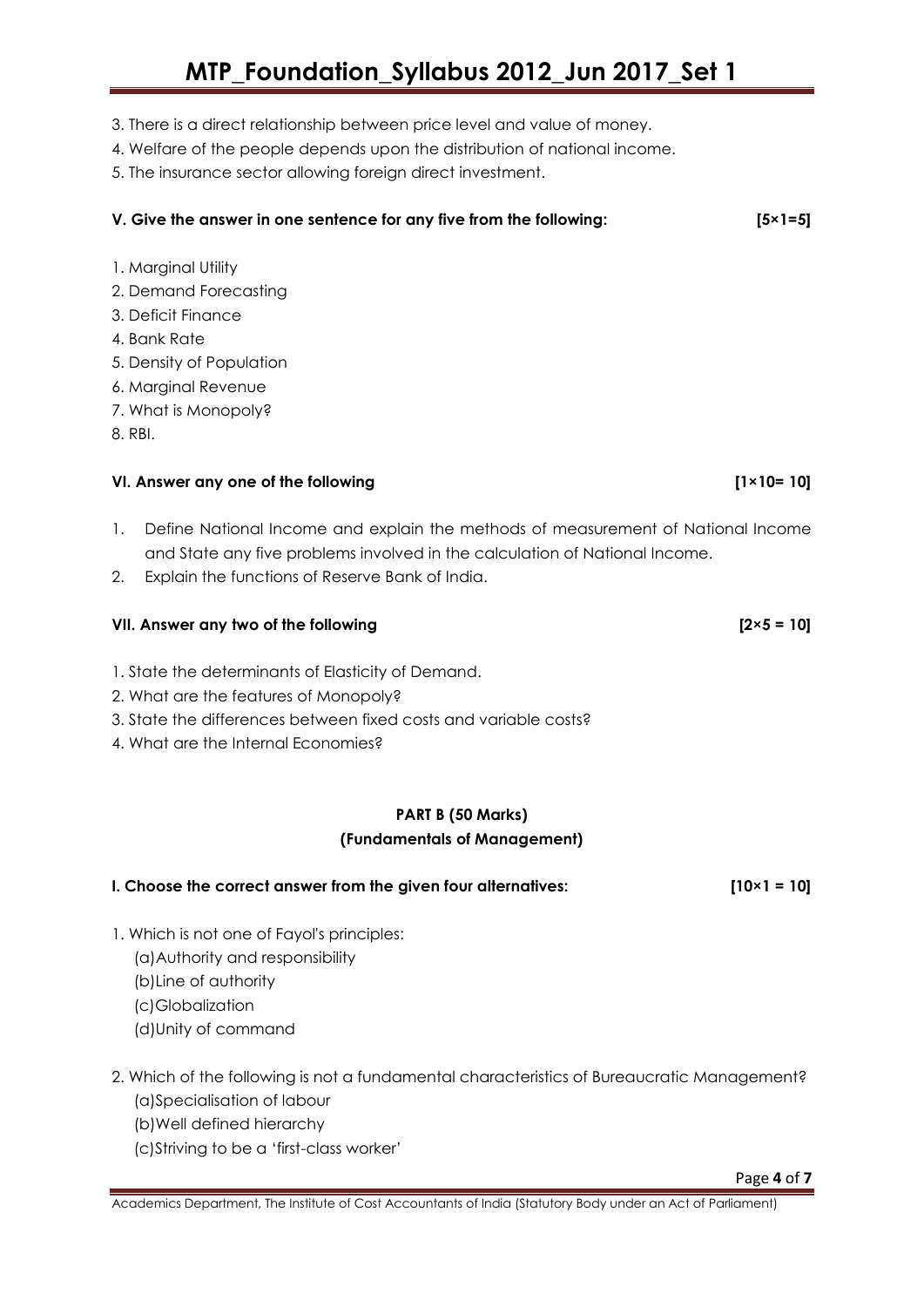3. There is a direct relationship between price level and value of money.
4. Welfare of the people depends upon the distribution of national income.
5. The insurance sector allowing foreign direct investment.

**V. Give the answer in one sentence for any five from the following: [5×1=5]**

1. Marginal Utility
2. Demand Forecasting
3. Deficit Finance
4. Bank Rate
5. Density of Population
6. Marginal Revenue
7. What is Monopoly?
8. RBI.

**VI. Answer any one of the following [1×10= 10]**

1. Define National Income and explain the methods of measurement of National Income and State any five problems involved in the calculation of National Income.
2. Explain the functions of Reserve Bank of India.

**VII. Answer any two of the following [2×5 = 10]**

1. State the determinants of Elasticity of Demand.
2. What are the features of Monopoly?
3. State the differences between fixed costs and variable costs?
4. What are the Internal Economies?

## PART B (50 Marks)
## (Fundamentals of Management)

**I. Choose the correct answer from the given four alternatives: [10×1 = 10]**

1. Which is not one of Fayol's principles:
   (a) Authority and responsibility
   (b) Line of authority
   (c) Globalization
   (d) Unity of command

2. Which of the following is not a fundamental characteristics of Bureaucratic Management?
   (a) Specialisation of labour
   (b) Well defined hierarchy
   (c) Striving to be a 'first-class worker'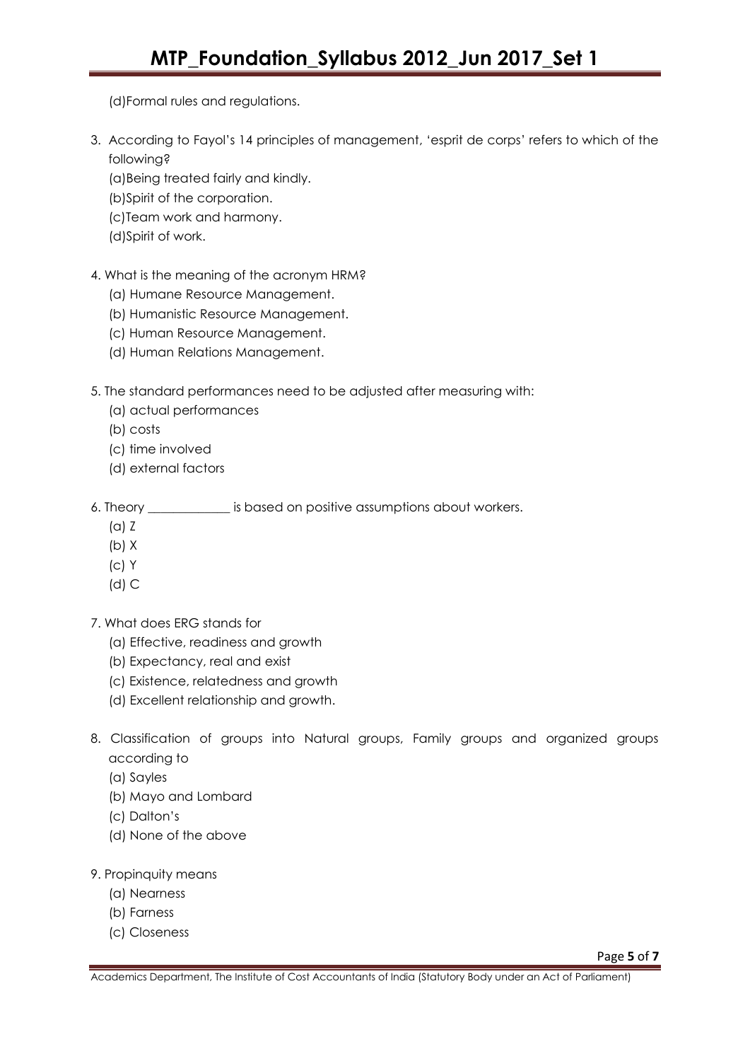(d)Formal rules and regulations.

3. According to Fayol's 14 principles of management, 'esprit de corps' refers to which of the following?
   (a)Being treated fairly and kindly.
   (b)Spirit of the corporation.
   (c)Team work and harmony.
   (d)Spirit of work.

4. What is the meaning of the acronym HRM?
   (a) Humane Resource Management.
   (b) Humanistic Resource Management.
   (c) Human Resource Management.
   (d) Human Relations Management.

5. The standard performances need to be adjusted after measuring with:
   (a) actual performances
   (b) costs
   (c) time involved
   (d) external factors

6. Theory _____________ is based on positive assumptions about workers.
   (a) Z
   (b) X
   (c) Y
   (d) C

7. What does ERG stands for
   (a) Effective, readiness and growth
   (b) Expectancy, real and exist
   (c) Existence, relatedness and growth
   (d) Excellent relationship and growth.

8. Classification of groups into Natural groups, Family groups and organized groups according to
   (a) Sayles
   (b) Mayo and Lombard
   (c) Dalton's
   (d) None of the above

9. Propinquity means
   (a) Nearness
   (b) Farness
   (c) Closeness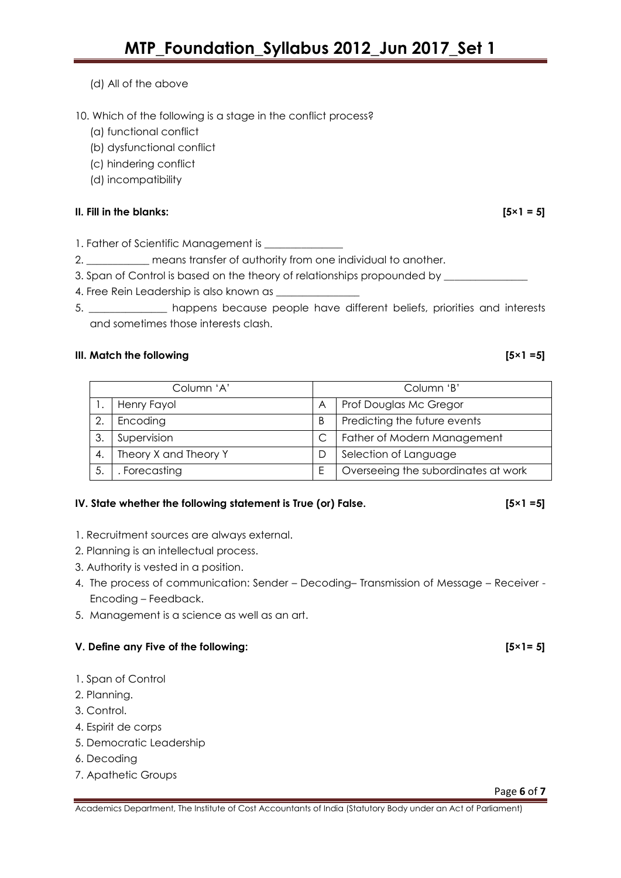(d) All of the above

10. Which of the following is a stage in the conflict process?
   (a) functional conflict
   (b) dysfunctional conflict
   (c) hindering conflict
   (d) incompatibility

**II. Fill in the blanks: [5×1 = 5]**

1. Father of Scientific Management is _______________
2. ____________ means transfer of authority from one individual to another.
3. Span of Control is based on the theory of relationships propounded by ________________
4. Free Rein Leadership is also known as ________________
5. _______________ happens because people have different beliefs, priorities and interests and sometimes those interests clash.

**III. Match the following [5×1 =5]**

| | Column 'A' | | Column 'B' |
|---|---|---|---|
| 1. | Henry Fayol | A | Prof Douglas Mc Gregor |
| 2. | Encoding | B | Predicting the future events |
| 3. | Supervision | C | Father of Modern Management |
| 4. | Theory X and Theory Y | D | Selection of Language |
| 5. | . Forecasting | E | Overseeing the subordinates at work |

**IV. State whether the following statement is True (or) False. [5×1 =5]**

1. Recruitment sources are always external.
2. Planning is an intellectual process.
3. Authority is vested in a position.
4. The process of communication: Sender – Decoding– Transmission of Message – Receiver - Encoding – Feedback.
5. Management is a science as well as an art.

**V. Define any Five of the following: [5×1= 5]**

1. Span of Control
2. Planning.
3. Control.
4. Espirit de corps
5. Democratic Leadership
6. Decoding
7. Apathetic Groups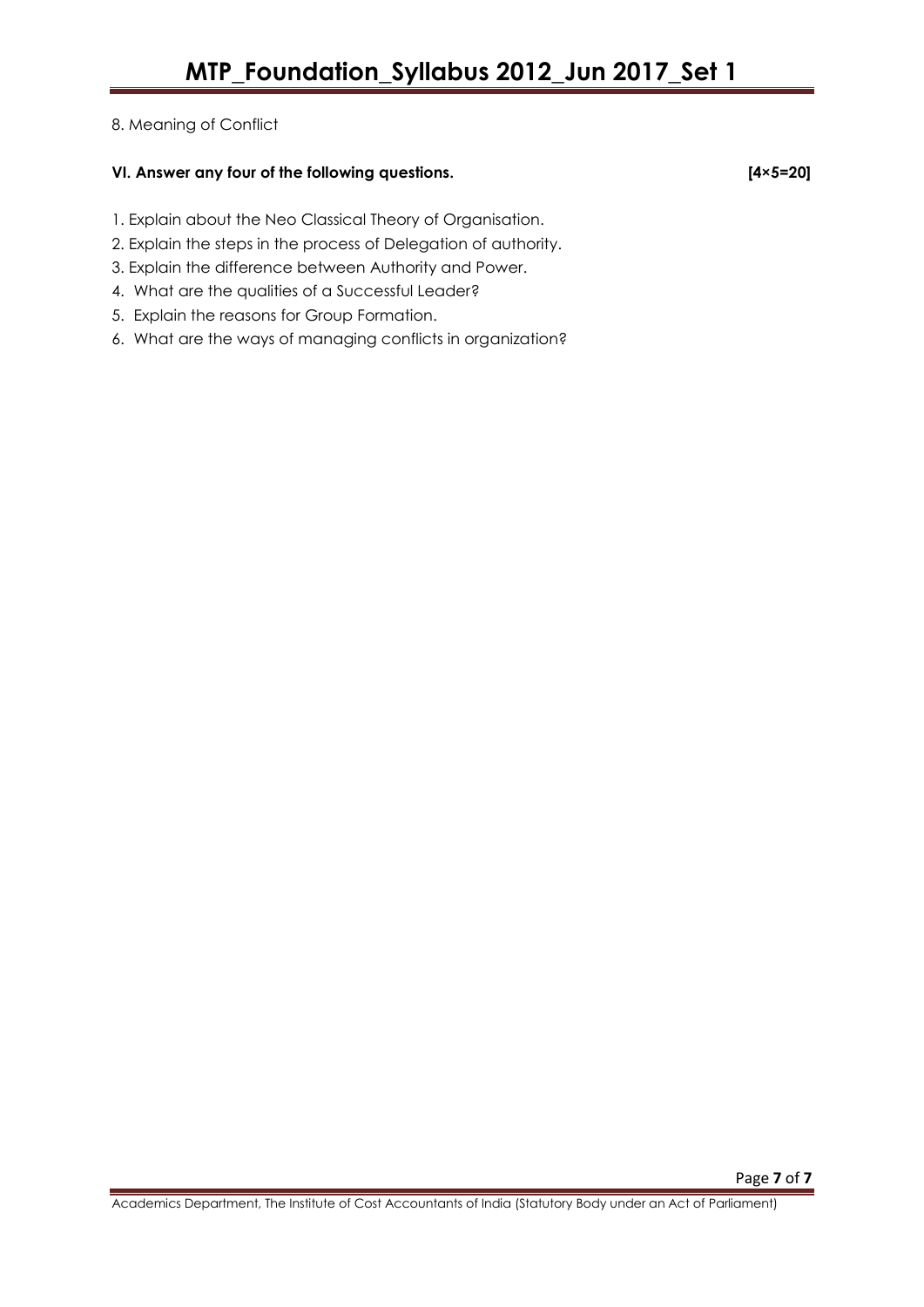8. Meaning of Conflict

**VI. Answer any four of the following questions. [4×5=20]**

1. Explain about the Neo Classical Theory of Organisation.
2. Explain the steps in the process of Delegation of authority.
3. Explain the difference between Authority and Power.
4. What are the qualities of a Successful Leader?
5. Explain the reasons for Group Formation.
6. What are the ways of managing conflicts in organization?